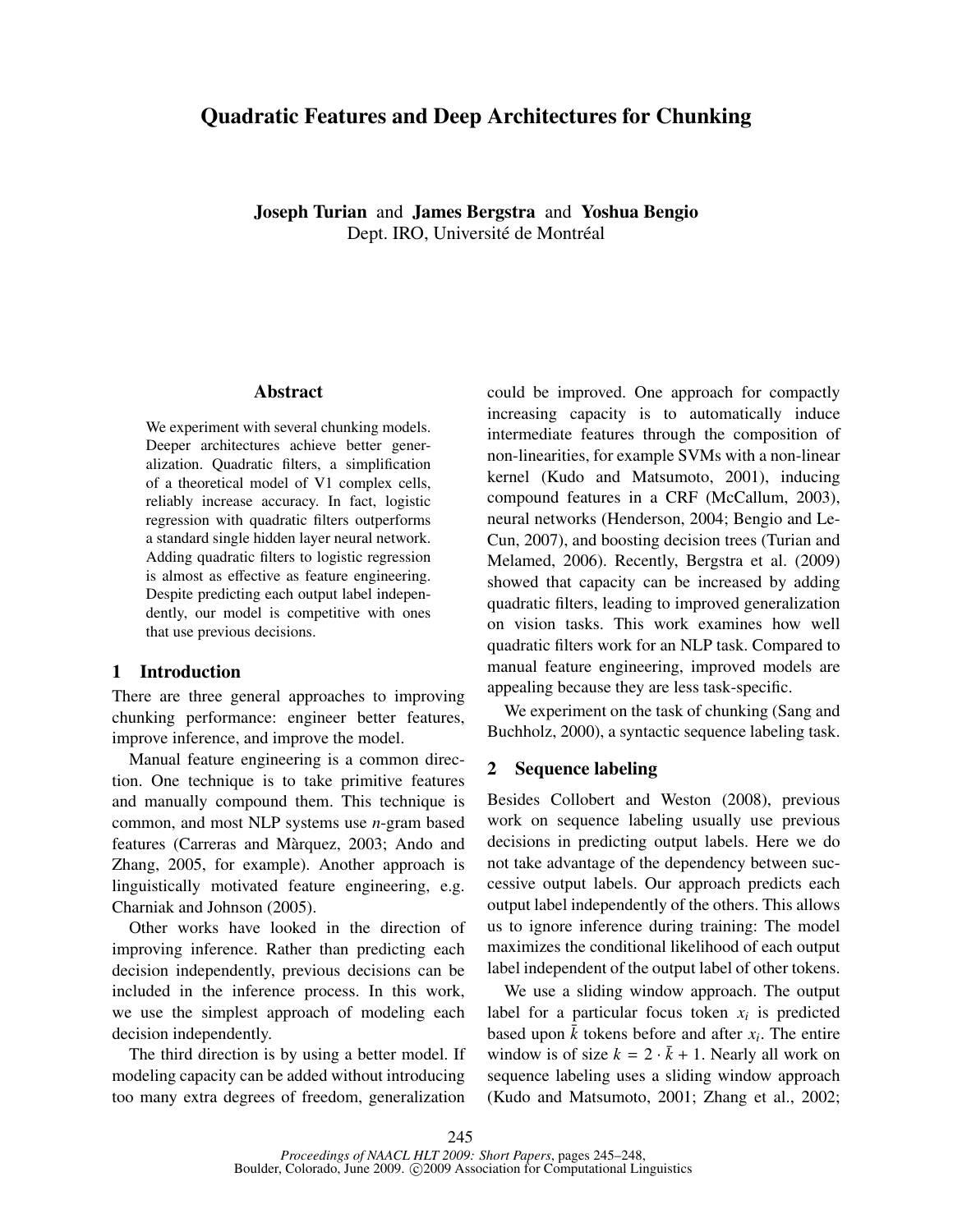# Quadratic Features and Deep Architectures for Chunking

**Joseph Turian** and **James Bergstra** and **Yoshua Bengio**
Dept. IRO, Université de Montréal

## Abstract

We experiment with several chunking models. Deeper architectures achieve better generalization. Quadratic filters, a simplification of a theoretical model of V1 complex cells, reliably increase accuracy. In fact, logistic regression with quadratic filters outperforms a standard single hidden layer neural network. Adding quadratic filters to logistic regression is almost as effective as feature engineering. Despite predicting each output label independently, our model is competitive with ones that use previous decisions.

## 1 Introduction

There are three general approaches to improving chunking performance: engineer better features, improve inference, and improve the model.

Manual feature engineering is a common direction. One technique is to take primitive features and manually compound them. This technique is common, and most NLP systems use *n*-gram based features (Carreras and Màrquez, 2003; Ando and Zhang, 2005, for example). Another approach is linguistically motivated feature engineering, e.g. Charniak and Johnson (2005).

Other works have looked in the direction of improving inference. Rather than predicting each decision independently, previous decisions can be included in the inference process. In this work, we use the simplest approach of modeling each decision independently.

The third direction is by using a better model. If modeling capacity can be added without introducing too many extra degrees of freedom, generalization could be improved. One approach for compactly increasing capacity is to automatically induce intermediate features through the composition of non-linearities, for example SVMs with a non-linear kernel (Kudo and Matsumoto, 2001), inducing compound features in a CRF (McCallum, 2003), neural networks (Henderson, 2004; Bengio and LeCun, 2007), and boosting decision trees (Turian and Melamed, 2006). Recently, Bergstra et al. (2009) showed that capacity can be increased by adding quadratic filters, leading to improved generalization on vision tasks. This work examines how well quadratic filters work for an NLP task. Compared to manual feature engineering, improved models are appealing because they are less task-specific.

We experiment on the task of chunking (Sang and Buchholz, 2000), a syntactic sequence labeling task.

## 2 Sequence labeling

Besides Collobert and Weston (2008), previous work on sequence labeling usually use previous decisions in predicting output labels. Here we do not take advantage of the dependency between successive output labels. Our approach predicts each output label independently of the others. This allows us to ignore inference during training: The model maximizes the conditional likelihood of each output label independent of the output label of other tokens.

We use a sliding window approach. The output label for a particular focus token $x_i$ is predicted based upon $\bar{k}$ tokens before and after $x_i$. The entire window is of size $k = 2 \cdot \bar{k} + 1$. Nearly all work on sequence labeling uses a sliding window approach (Kudo and Matsumoto, 2001; Zhang et al., 2002;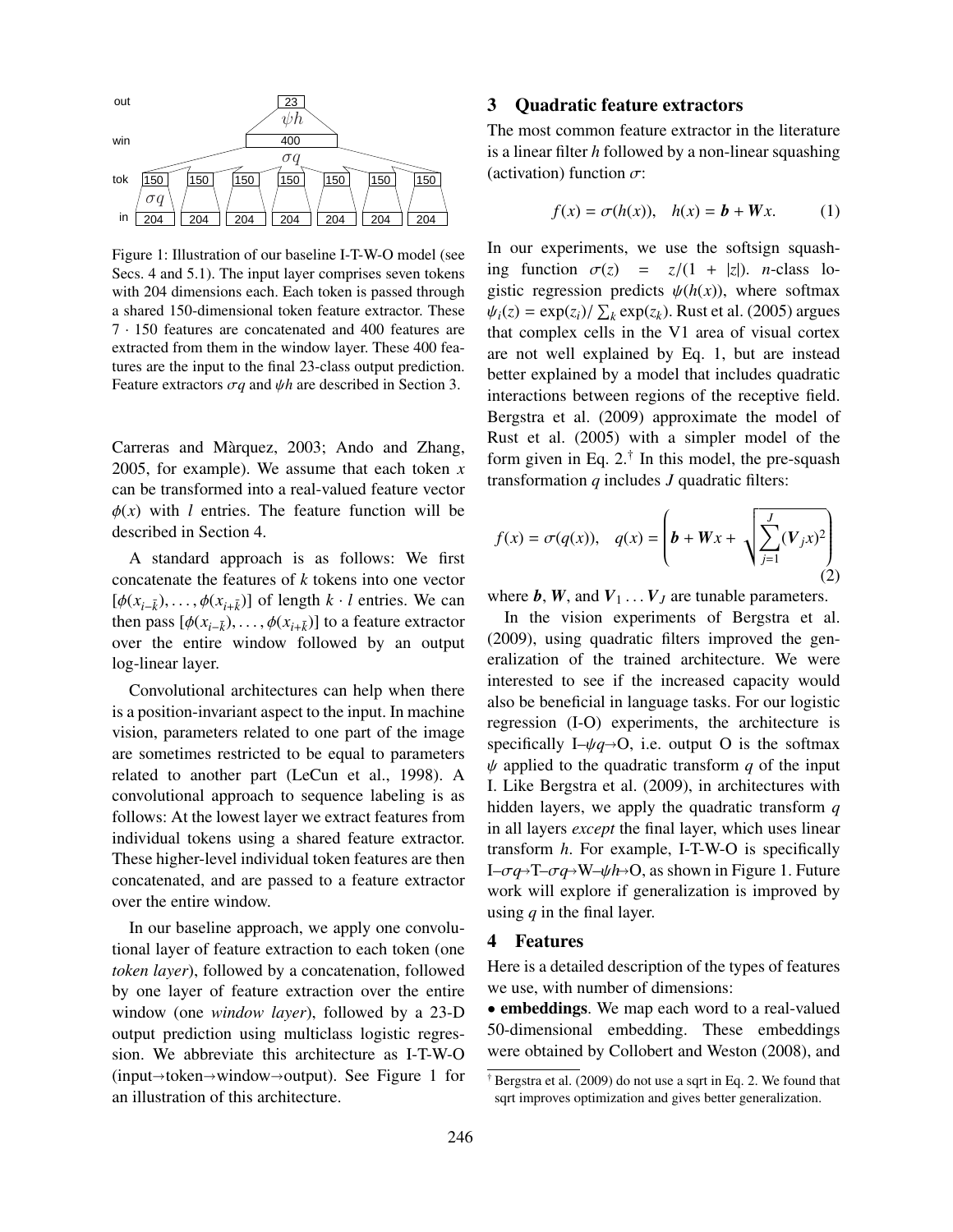Figure 1: Illustration of our baseline I-T-W-O model (see Secs. 4 and 5.1). The input layer comprises seven tokens with 204 dimensions each. Each token is passed through a shared 150-dimensional token feature extractor. These $7 \cdot 150$ features are concatenated and 400 features are extracted from them in the window layer. These 400 features are the input to the final 23-class output prediction. Feature extractors $\sigma q$ and $\psi h$ are described in Section 3.

Carreras and Màrquez, 2003; Ando and Zhang, 2005, for example). We assume that each token $x$ can be transformed into a real-valued feature vector $\phi(x)$ with $l$ entries. The feature function will be described in Section 4.

A standard approach is as follows: We first concatenate the features of $k$ tokens into one vector $[\phi(x_{i-\bar{k}}), \ldots, \phi(x_{i+\bar{k}})]$ of length $k \cdot l$ entries. We can then pass $[\phi(x_{i-\bar{k}}), \ldots, \phi(x_{i+\bar{k}})]$ to a feature extractor over the entire window followed by an output log-linear layer.

Convolutional architectures can help when there is a position-invariant aspect to the input. In machine vision, parameters related to one part of the image are sometimes restricted to be equal to parameters related to another part (LeCun et al., 1998). A convolutional approach to sequence labeling is as follows: At the lowest layer we extract features from individual tokens using a shared feature extractor. These higher-level individual token features are then concatenated, and are passed to a feature extractor over the entire window.

In our baseline approach, we apply one convolutional layer of feature extraction to each token (one *token layer*), followed by a concatenation, followed by one layer of feature extraction over the entire window (one *window layer*), followed by a 23-D output prediction using multiclass logistic regression. We abbreviate this architecture as I-T-W-O (input→token→window→output). See Figure 1 for an illustration of this architecture.

## 3 Quadratic feature extractors

The most common feature extractor in the literature is a linear filter $h$ followed by a non-linear squashing (activation) function $\sigma$:

$$f(x) = \sigma(h(x)), \quad h(x) = \boldsymbol{b} + \boldsymbol{W}x. \tag{1}$$

In our experiments, we use the softsign squashing function $\sigma(z) = z/(1 + |z|)$. $n$-class logistic regression predicts $\psi(h(x))$, where softmax $\psi_i(z) = \exp(z_i)/\sum_k \exp(z_k)$. Rust et al. (2005) argues that complex cells in the V1 area of visual cortex are not well explained by Eq. 1, but are instead better explained by a model that includes quadratic interactions between regions of the receptive field. Bergstra et al. (2009) approximate the model of Rust et al. (2005) with a simpler model of the form given in Eq. 2.[†] In this model, the pre-squash transformation $q$ includes $J$ quadratic filters:

$$f(x) = \sigma(q(x)), \quad q(x) = \left( \boldsymbol{b} + \boldsymbol{W}x + \sqrt{\sum_{j=1}^{J} (\boldsymbol{V}_j x)^2} \right) \tag{2}$$

where $\boldsymbol{b}$, $\boldsymbol{W}$, and $\boldsymbol{V}_1 \ldots \boldsymbol{V}_J$ are tunable parameters.

In the vision experiments of Bergstra et al. (2009), using quadratic filters improved the generalization of the trained architecture. We were interested to see if the increased capacity would also be beneficial in language tasks. For our logistic regression (I-O) experiments, the architecture is specifically I–$\psi q$→O, i.e. output O is the softmax $\psi$ applied to the quadratic transform $q$ of the input I. Like Bergstra et al. (2009), in architectures with hidden layers, we apply the quadratic transform $q$ in all layers *except* the final layer, which uses linear transform $h$. For example, I-T-W-O is specifically I–$\sigma q$→T–$\sigma q$→W–$\psi h$→O, as shown in Figure 1. Future work will explore if generalization is improved by using $q$ in the final layer.

## 4 Features

Here is a detailed description of the types of features we use, with number of dimensions:

• **embeddings**. We map each word to a real-valued 50-dimensional embedding. These embeddings were obtained by Collobert and Weston (2008), and

[†] Bergstra et al. (2009) do not use a sqrt in Eq. 2. We found that sqrt improves optimization and gives better generalization.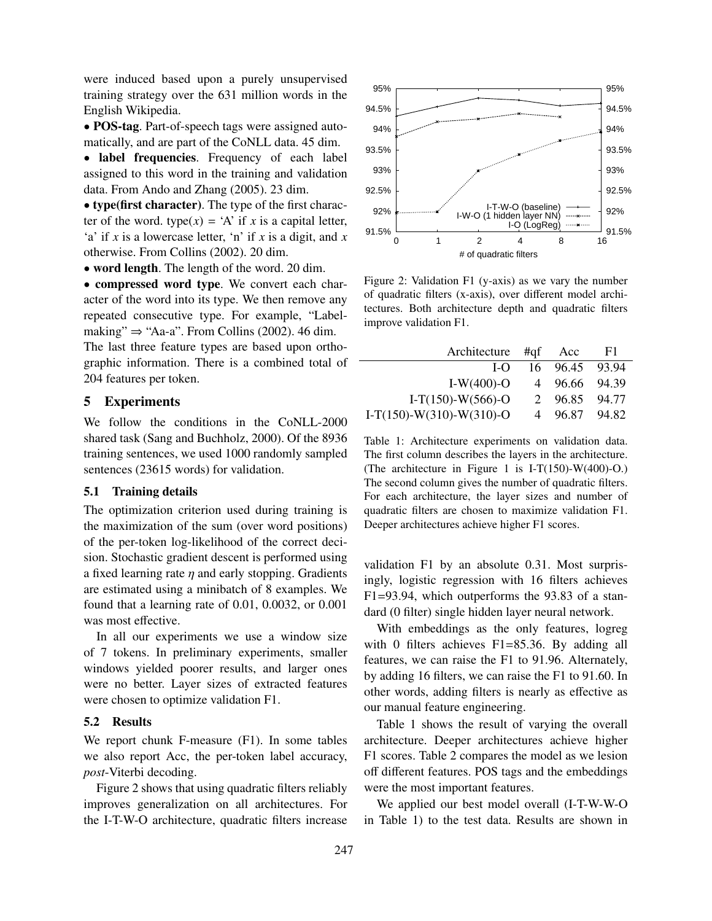were induced based upon a purely unsupervised training strategy over the 631 million words in the English Wikipedia.

• **POS-tag**. Part-of-speech tags were assigned automatically, and are part of the CoNLL data. 45 dim.

• **label frequencies**. Frequency of each label assigned to this word in the training and validation data. From Ando and Zhang (2005). 23 dim.

• **type(first character)**. The type of the first character of the word. type($x$) = 'A' if $x$ is a capital letter, 'a' if $x$ is a lowercase letter, 'n' if $x$ is a digit, and $x$ otherwise. From Collins (2002). 20 dim.

• **word length**. The length of the word. 20 dim.

• **compressed word type**. We convert each character of the word into its type. We then remove any repeated consecutive type. For example, "Label-making" ⇒ "Aa-a". From Collins (2002). 46 dim.

The last three feature types are based upon orthographic information. There is a combined total of 204 features per token.

## 5 Experiments

We follow the conditions in the CoNLL-2000 shared task (Sang and Buchholz, 2000). Of the 8936 training sentences, we used 1000 randomly sampled sentences (23615 words) for validation.

### 5.1 Training details

The optimization criterion used during training is the maximization of the sum (over word positions) of the per-token log-likelihood of the correct decision. Stochastic gradient descent is performed using a fixed learning rate $\eta$ and early stopping. Gradients are estimated using a minibatch of 8 examples. We found that a learning rate of 0.01, 0.0032, or 0.001 was most effective.

In all our experiments we use a window size of 7 tokens. In preliminary experiments, smaller windows yielded poorer results, and larger ones were no better. Layer sizes of extracted features were chosen to optimize validation F1.

### 5.2 Results

We report chunk F-measure (F1). In some tables we also report Acc, the per-token label accuracy, *post*-Viterbi decoding.

Figure 2 shows that using quadratic filters reliably improves generalization on all architectures. For the I-T-W-O architecture, quadratic filters increase validation F1 by an absolute 0.31. Most surprisingly, logistic regression with 16 filters achieves F1=93.94, which outperforms the 93.83 of a standard (0 filter) single hidden layer neural network.

Figure 2: Validation F1 (y-axis) as we vary the number of quadratic filters (x-axis), over different model architectures. Both architecture depth and quadratic filters improve validation F1.

| Architecture | #qf | Acc | F1 |
|---|---|---|---|
| I-O | 16 | 96.45 | 93.94 |
| I-W(400)-O | 4 | 96.66 | 94.39 |
| I-T(150)-W(566)-O | 2 | 96.85 | 94.77 |
| I-T(150)-W(310)-W(310)-O | 4 | 96.87 | 94.82 |

Table 1: Architecture experiments on validation data. The first column describes the layers in the architecture. (The architecture in Figure 1 is I-T(150)-W(400)-O.) The second column gives the number of quadratic filters. For each architecture, the layer sizes and number of quadratic filters are chosen to maximize validation F1. Deeper architectures achieve higher F1 scores.

With embeddings as the only features, logreg with 0 filters achieves F1=85.36. By adding all features, we can raise the F1 to 91.96. Alternately, by adding 16 filters, we can raise the F1 to 91.60. In other words, adding filters is nearly as effective as our manual feature engineering.

Table 1 shows the result of varying the overall architecture. Deeper architectures achieve higher F1 scores. Table 2 compares the model as we lesion off different features. POS tags and the embeddings were the most important features.

We applied our best model overall (I-T-W-W-O in Table 1) to the test data. Results are shown in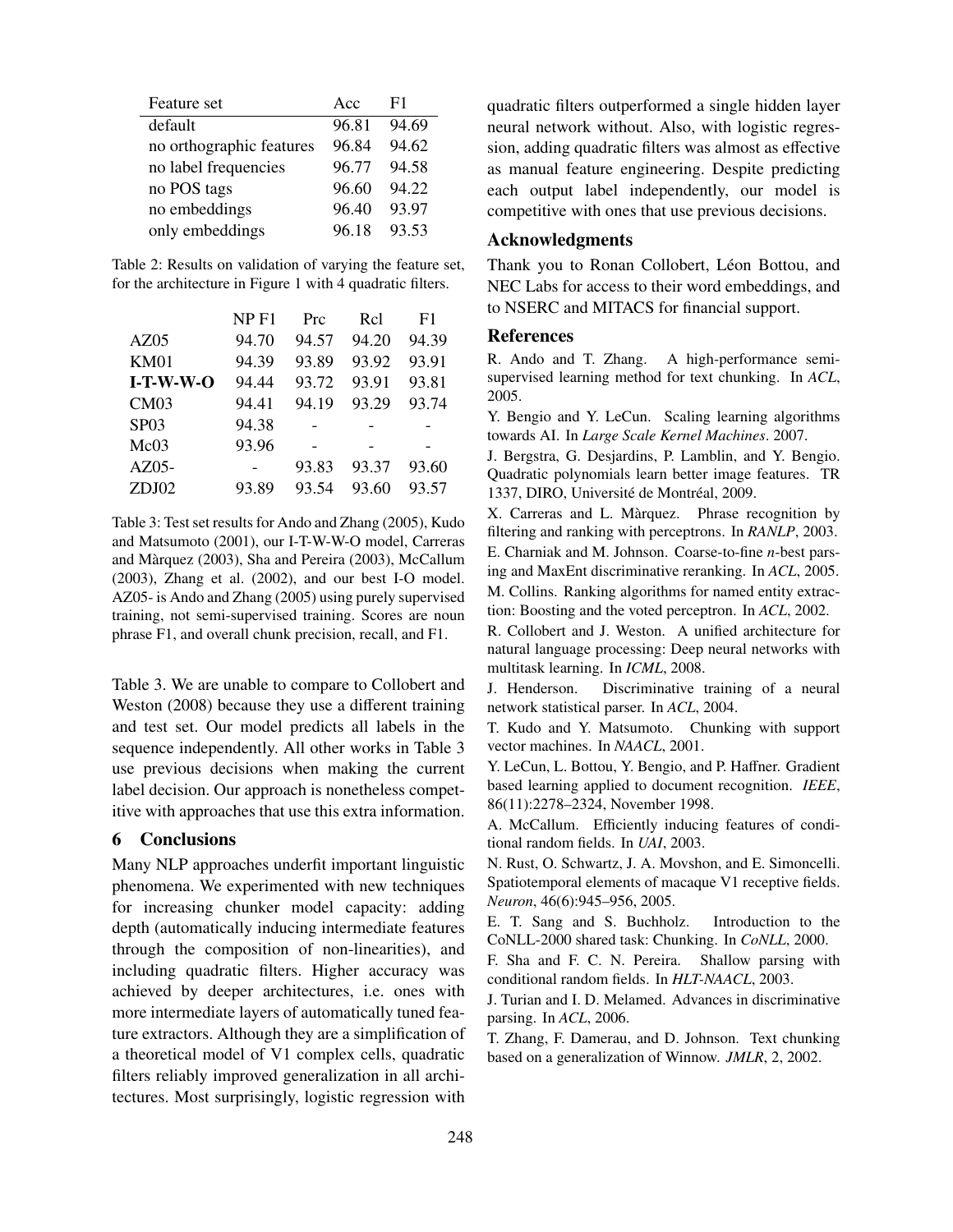| Feature set | Acc | F1 |
|---|---|---|
| default | 96.81 | 94.69 |
| no orthographic features | 96.84 | 94.62 |
| no label frequencies | 96.77 | 94.58 |
| no POS tags | 96.60 | 94.22 |
| no embeddings | 96.40 | 93.97 |
| only embeddings | 96.18 | 93.53 |

Table 2: Results on validation of varying the feature set, for the architecture in Figure 1 with 4 quadratic filters.

| | NP F1 | Prc | Rcl | F1 |
|---|---|---|---|---|
| AZ05 | 94.70 | 94.57 | 94.20 | 94.39 |
| KM01 | 94.39 | 93.89 | 93.92 | 93.91 |
| **I-T-W-W-O** | 94.44 | 93.72 | 93.91 | 93.81 |
| CM03 | 94.41 | 94.19 | 93.29 | 93.74 |
| SP03 | 94.38 | - | - | - |
| Mc03 | 93.96 | - | - | - |
| AZ05- | - | 93.83 | 93.37 | 93.60 |
| ZDJ02 | 93.89 | 93.54 | 93.60 | 93.57 |

Table 3: Test set results for Ando and Zhang (2005), Kudo and Matsumoto (2001), our I-T-W-W-O model, Carreras and Màrquez (2003), Sha and Pereira (2003), McCallum (2003), Zhang et al. (2002), and our best I-O model. AZ05- is Ando and Zhang (2005) using purely supervised training, not semi-supervised training. Scores are noun phrase F1, and overall chunk precision, recall, and F1.

Table 3. We are unable to compare to Collobert and Weston (2008) because they use a different training and test set. Our model predicts all labels in the sequence independently. All other works in Table 3 use previous decisions when making the current label decision. Our approach is nonetheless competitive with approaches that use this extra information.

## 6 Conclusions

Many NLP approaches underfit important linguistic phenomena. We experimented with new techniques for increasing chunker model capacity: adding depth (automatically inducing intermediate features through the composition of non-linearities), and including quadratic filters. Higher accuracy was achieved by deeper architectures, i.e. ones with more intermediate layers of automatically tuned feature extractors. Although they are a simplification of a theoretical model of V1 complex cells, quadratic filters reliably improved generalization in all architectures. Most surprisingly, logistic regression with quadratic filters outperformed a single hidden layer neural network without. Also, with logistic regression, adding quadratic filters was almost as effective as manual feature engineering. Despite predicting each output label independently, our model is competitive with ones that use previous decisions.

## Acknowledgments

Thank you to Ronan Collobert, Léon Bottou, and NEC Labs for access to their word embeddings, and to NSERC and MITACS for financial support.

## References

R. Ando and T. Zhang. A high-performance semi-supervised learning method for text chunking. In *ACL*, 2005.

Y. Bengio and Y. LeCun. Scaling learning algorithms towards AI. In *Large Scale Kernel Machines*. 2007.

J. Bergstra, G. Desjardins, P. Lamblin, and Y. Bengio. Quadratic polynomials learn better image features. TR 1337, DIRO, Université de Montréal, 2009.

X. Carreras and L. Màrquez. Phrase recognition by filtering and ranking with perceptrons. In *RANLP*, 2003.

E. Charniak and M. Johnson. Coarse-to-fine *n*-best parsing and MaxEnt discriminative reranking. In *ACL*, 2005.

M. Collins. Ranking algorithms for named entity extraction: Boosting and the voted perceptron. In *ACL*, 2002.

R. Collobert and J. Weston. A unified architecture for natural language processing: Deep neural networks with multitask learning. In *ICML*, 2008.

J. Henderson. Discriminative training of a neural network statistical parser. In *ACL*, 2004.

T. Kudo and Y. Matsumoto. Chunking with support vector machines. In *NAACL*, 2001.

Y. LeCun, L. Bottou, Y. Bengio, and P. Haffner. Gradient based learning applied to document recognition. *IEEE*, 86(11):2278–2324, November 1998.

A. McCallum. Efficiently inducing features of conditional random fields. In *UAI*, 2003.

N. Rust, O. Schwartz, J. A. Movshon, and E. Simoncelli. Spatiotemporal elements of macaque V1 receptive fields. *Neuron*, 46(6):945–956, 2005.

E. T. Sang and S. Buchholz. Introduction to the CoNLL-2000 shared task: Chunking. In *CoNLL*, 2000.

F. Sha and F. C. N. Pereira. Shallow parsing with conditional random fields. In *HLT-NAACL*, 2003.

J. Turian and I. D. Melamed. Advances in discriminative parsing. In *ACL*, 2006.

T. Zhang, F. Damerau, and D. Johnson. Text chunking based on a generalization of Winnow. *JMLR*, 2, 2002.